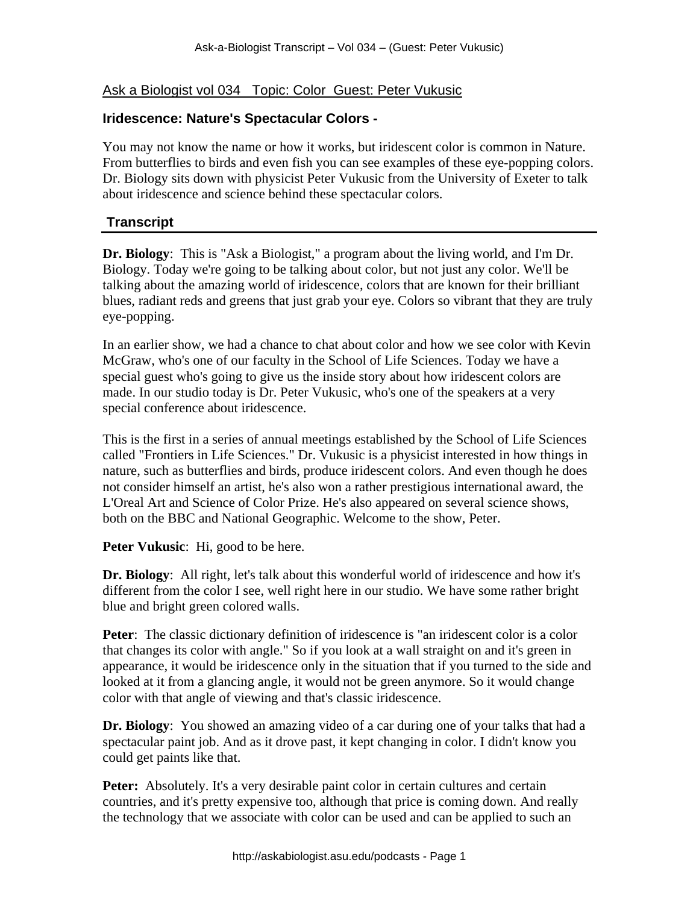Ask a Biologist vol 034   Topic: Color  Guest: Peter Vukusic

## Iridescence: Nature's Spectacular Colors -

You may not know the name or how it works, but iridescent color is common in Nature. From butterflies to birds and even fish you can see examples of these eye-popping colors. Dr. Biology sits down with physicist Peter Vukusic from the University of Exeter to talk about iridescence and science behind these spectacular colors.

## Transcript

**Dr. Biology**: This is "Ask a Biologist," a program about the living world, and I'm Dr. Biology. Today we're going to be talking about color, but not just any color. We'll be talking about the amazing world of iridescence, colors that are known for their brilliant blues, radiant reds and greens that just grab your eye. Colors so vibrant that they are truly eye-popping.

In an earlier show, we had a chance to chat about color and how we see color with Kevin McGraw, who's one of our faculty in the School of Life Sciences. Today we have a special guest who's going to give us the inside story about how iridescent colors are made. In our studio today is Dr. Peter Vukusic, who's one of the speakers at a very special conference about iridescence.

This is the first in a series of annual meetings established by the School of Life Sciences called "Frontiers in Life Sciences." Dr. Vukusic is a physicist interested in how things in nature, such as butterflies and birds, produce iridescent colors. And even though he does not consider himself an artist, he's also won a rather prestigious international award, the L'Oreal Art and Science of Color Prize. He's also appeared on several science shows, both on the BBC and National Geographic. Welcome to the show, Peter.

**Peter Vukusic**: Hi, good to be here.

**Dr. Biology**: All right, let's talk about this wonderful world of iridescence and how it's different from the color I see, well right here in our studio. We have some rather bright blue and bright green colored walls.

**Peter**: The classic dictionary definition of iridescence is "an iridescent color is a color that changes its color with angle." So if you look at a wall straight on and it's green in appearance, it would be iridescence only in the situation that if you turned to the side and looked at it from a glancing angle, it would not be green anymore. So it would change color with that angle of viewing and that's classic iridescence.

**Dr. Biology**: You showed an amazing video of a car during one of your talks that had a spectacular paint job. And as it drove past, it kept changing in color. I didn't know you could get paints like that.

**Peter:** Absolutely. It's a very desirable paint color in certain cultures and certain countries, and it's pretty expensive too, although that price is coming down. And really the technology that we associate with color can be used and can be applied to such an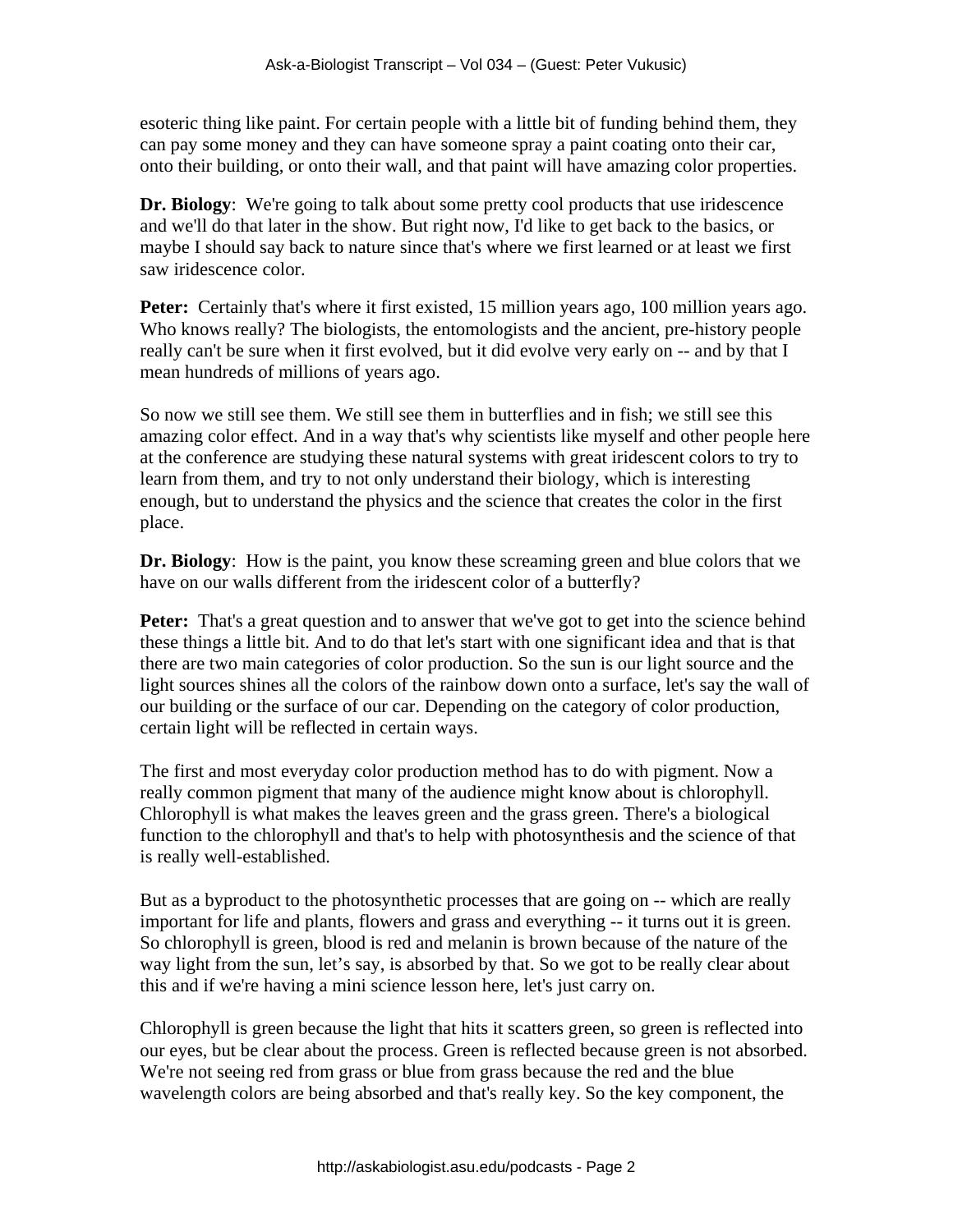esoteric thing like paint. For certain people with a little bit of funding behind them, they can pay some money and they can have someone spray a paint coating onto their car, onto their building, or onto their wall, and that paint will have amazing color properties.

**Dr. Biology**: We're going to talk about some pretty cool products that use iridescence and we'll do that later in the show. But right now, I'd like to get back to the basics, or maybe I should say back to nature since that's where we first learned or at least we first saw iridescence color.

**Peter:** Certainly that's where it first existed, 15 million years ago, 100 million years ago. Who knows really? The biologists, the entomologists and the ancient, pre-history people really can't be sure when it first evolved, but it did evolve very early on -- and by that I mean hundreds of millions of years ago.

So now we still see them. We still see them in butterflies and in fish; we still see this amazing color effect. And in a way that's why scientists like myself and other people here at the conference are studying these natural systems with great iridescent colors to try to learn from them, and try to not only understand their biology, which is interesting enough, but to understand the physics and the science that creates the color in the first place.

**Dr. Biology**: How is the paint, you know these screaming green and blue colors that we have on our walls different from the iridescent color of a butterfly?

**Peter:** That's a great question and to answer that we've got to get into the science behind these things a little bit. And to do that let's start with one significant idea and that is that there are two main categories of color production. So the sun is our light source and the light sources shines all the colors of the rainbow down onto a surface, let's say the wall of our building or the surface of our car. Depending on the category of color production, certain light will be reflected in certain ways.

The first and most everyday color production method has to do with pigment. Now a really common pigment that many of the audience might know about is chlorophyll. Chlorophyll is what makes the leaves green and the grass green. There's a biological function to the chlorophyll and that's to help with photosynthesis and the science of that is really well-established.

But as a byproduct to the photosynthetic processes that are going on -- which are really important for life and plants, flowers and grass and everything -- it turns out it is green. So chlorophyll is green, blood is red and melanin is brown because of the nature of the way light from the sun, let's say, is absorbed by that. So we got to be really clear about this and if we're having a mini science lesson here, let's just carry on.

Chlorophyll is green because the light that hits it scatters green, so green is reflected into our eyes, but be clear about the process. Green is reflected because green is not absorbed. We're not seeing red from grass or blue from grass because the red and the blue wavelength colors are being absorbed and that's really key. So the key component, the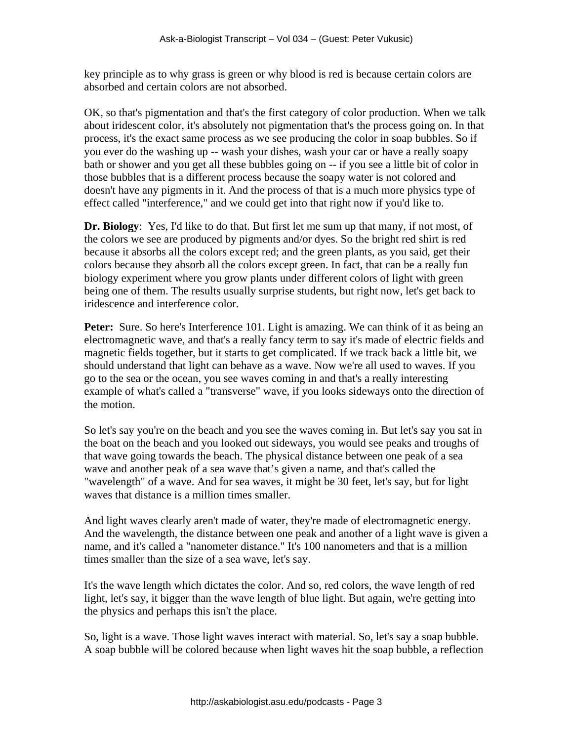key principle as to why grass is green or why blood is red is because certain colors are absorbed and certain colors are not absorbed.

OK, so that's pigmentation and that's the first category of color production. When we talk about iridescent color, it's absolutely not pigmentation that's the process going on. In that process, it's the exact same process as we see producing the color in soap bubbles. So if you ever do the washing up -- wash your dishes, wash your car or have a really soapy bath or shower and you get all these bubbles going on -- if you see a little bit of color in those bubbles that is a different process because the soapy water is not colored and doesn't have any pigments in it. And the process of that is a much more physics type of effect called "interference," and we could get into that right now if you'd like to.

**Dr. Biology**: Yes, I'd like to do that. But first let me sum up that many, if not most, of the colors we see are produced by pigments and/or dyes. So the bright red shirt is red because it absorbs all the colors except red; and the green plants, as you said, get their colors because they absorb all the colors except green. In fact, that can be a really fun biology experiment where you grow plants under different colors of light with green being one of them. The results usually surprise students, but right now, let's get back to iridescence and interference color.

**Peter:** Sure. So here's Interference 101. Light is amazing. We can think of it as being an electromagnetic wave, and that's a really fancy term to say it's made of electric fields and magnetic fields together, but it starts to get complicated. If we track back a little bit, we should understand that light can behave as a wave. Now we're all used to waves. If you go to the sea or the ocean, you see waves coming in and that's a really interesting example of what's called a "transverse" wave, if you looks sideways onto the direction of the motion.

So let's say you're on the beach and you see the waves coming in. But let's say you sat in the boat on the beach and you looked out sideways, you would see peaks and troughs of that wave going towards the beach. The physical distance between one peak of a sea wave and another peak of a sea wave that's given a name, and that's called the "wavelength" of a wave. And for sea waves, it might be 30 feet, let's say, but for light waves that distance is a million times smaller.

And light waves clearly aren't made of water, they're made of electromagnetic energy. And the wavelength, the distance between one peak and another of a light wave is given a name, and it's called a "nanometer distance." It's 100 nanometers and that is a million times smaller than the size of a sea wave, let's say.

It's the wave length which dictates the color. And so, red colors, the wave length of red light, let's say, it bigger than the wave length of blue light. But again, we're getting into the physics and perhaps this isn't the place.

So, light is a wave. Those light waves interact with material. So, let's say a soap bubble. A soap bubble will be colored because when light waves hit the soap bubble, a reflection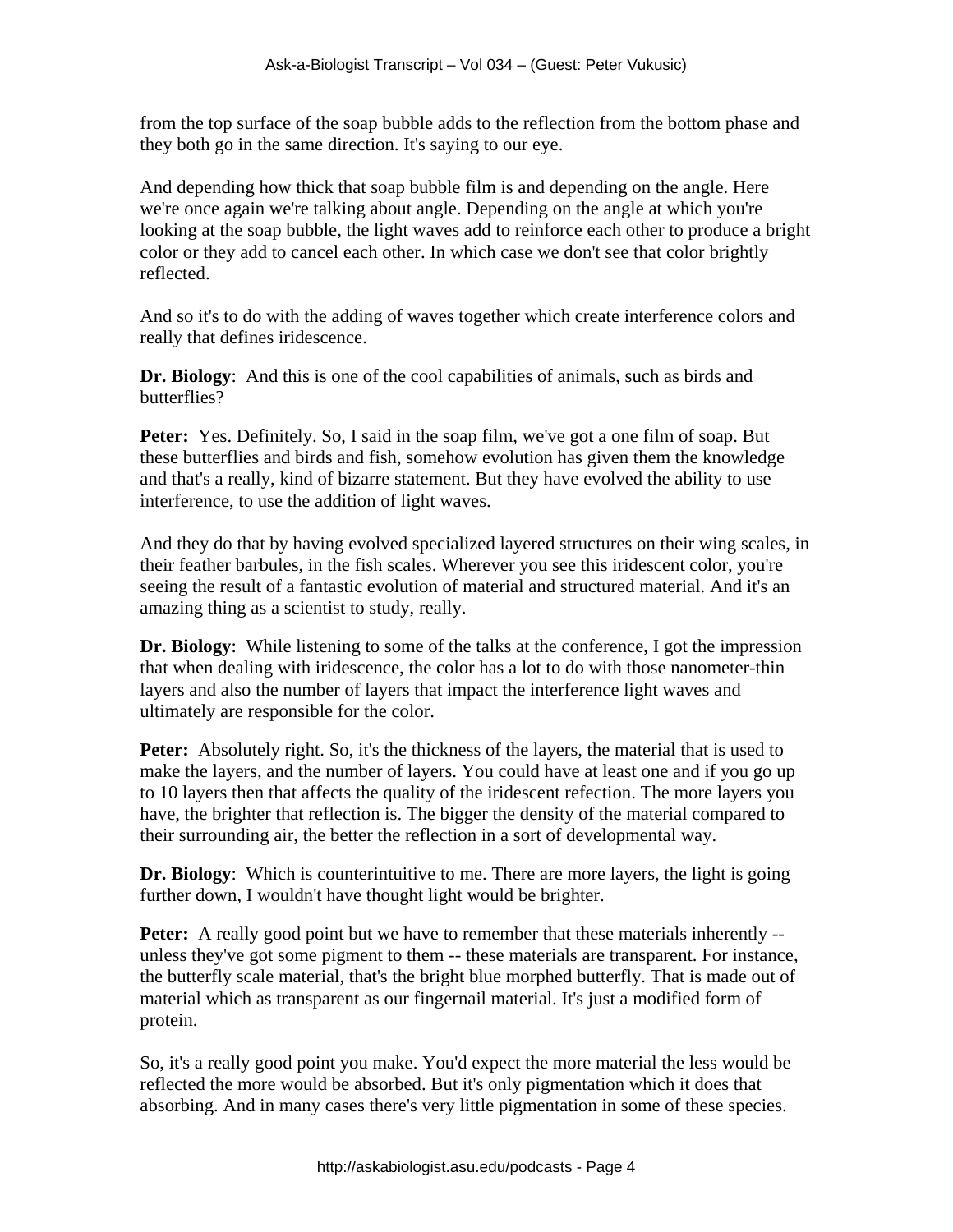from the top surface of the soap bubble adds to the reflection from the bottom phase and they both go in the same direction. It's saying to our eye.

And depending how thick that soap bubble film is and depending on the angle. Here we're once again we're talking about angle. Depending on the angle at which you're looking at the soap bubble, the light waves add to reinforce each other to produce a bright color or they add to cancel each other. In which case we don't see that color brightly reflected.

And so it's to do with the adding of waves together which create interference colors and really that defines iridescence.

**Dr. Biology**: And this is one of the cool capabilities of animals, such as birds and butterflies?

**Peter:** Yes. Definitely. So, I said in the soap film, we've got a one film of soap. But these butterflies and birds and fish, somehow evolution has given them the knowledge and that's a really, kind of bizarre statement. But they have evolved the ability to use interference, to use the addition of light waves.

And they do that by having evolved specialized layered structures on their wing scales, in their feather barbules, in the fish scales. Wherever you see this iridescent color, you're seeing the result of a fantastic evolution of material and structured material. And it's an amazing thing as a scientist to study, really.

**Dr. Biology**: While listening to some of the talks at the conference, I got the impression that when dealing with iridescence, the color has a lot to do with those nanometer-thin layers and also the number of layers that impact the interference light waves and ultimately are responsible for the color.

**Peter:** Absolutely right. So, it's the thickness of the layers, the material that is used to make the layers, and the number of layers. You could have at least one and if you go up to 10 layers then that affects the quality of the iridescent refection. The more layers you have, the brighter that reflection is. The bigger the density of the material compared to their surrounding air, the better the reflection in a sort of developmental way.

**Dr. Biology**: Which is counterintuitive to me. There are more layers, the light is going further down, I wouldn't have thought light would be brighter.

**Peter:** A really good point but we have to remember that these materials inherently -- unless they've got some pigment to them -- these materials are transparent. For instance, the butterfly scale material, that's the bright blue morphed butterfly. That is made out of material which as transparent as our fingernail material. It's just a modified form of protein.

So, it's a really good point you make. You'd expect the more material the less would be reflected the more would be absorbed. But it's only pigmentation which it does that absorbing. And in many cases there's very little pigmentation in some of these species.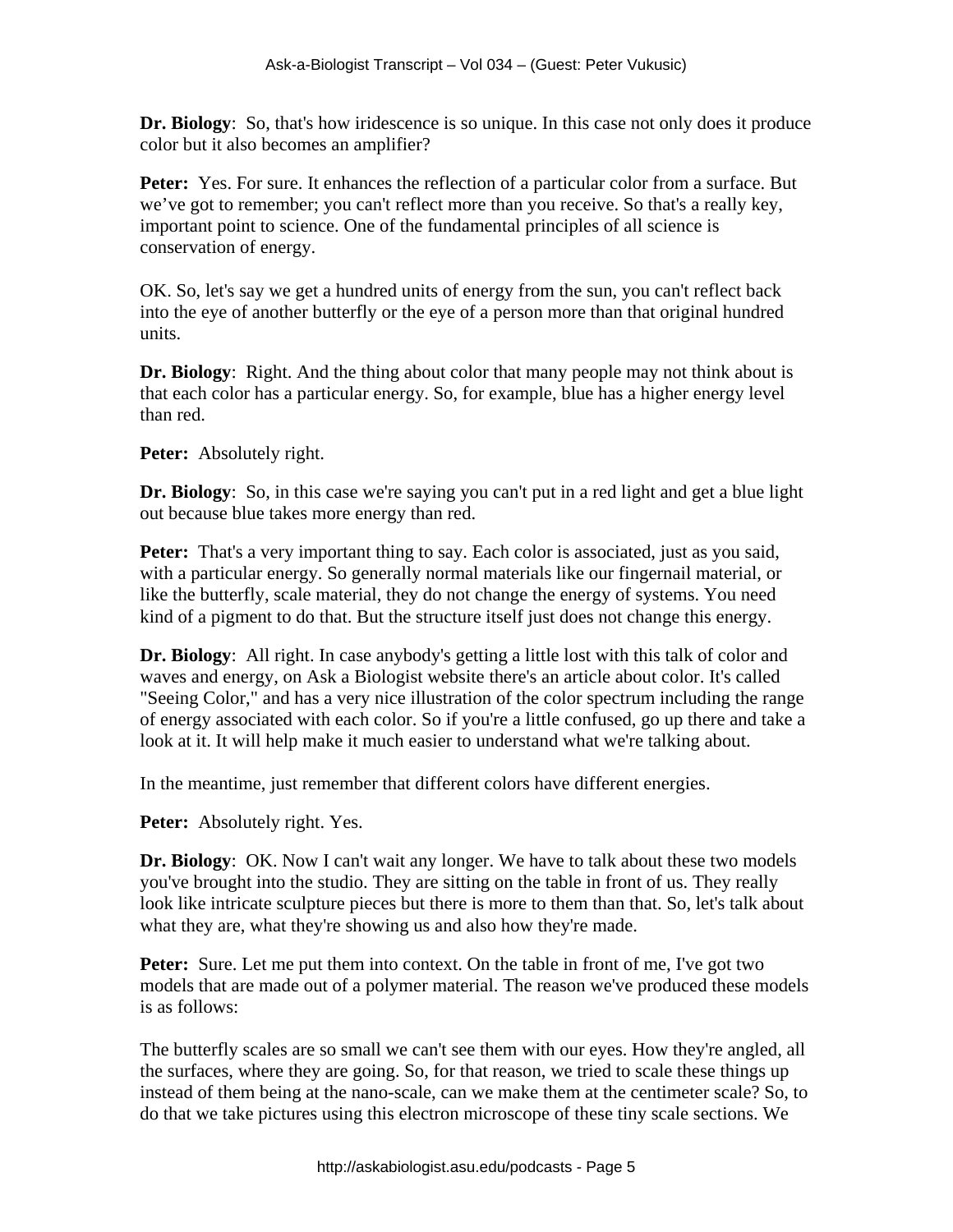**Dr. Biology**: So, that's how iridescence is so unique. In this case not only does it produce color but it also becomes an amplifier?

**Peter:** Yes. For sure. It enhances the reflection of a particular color from a surface. But we've got to remember; you can't reflect more than you receive. So that's a really key, important point to science. One of the fundamental principles of all science is conservation of energy.

OK. So, let's say we get a hundred units of energy from the sun, you can't reflect back into the eye of another butterfly or the eye of a person more than that original hundred units.

**Dr. Biology**: Right. And the thing about color that many people may not think about is that each color has a particular energy. So, for example, blue has a higher energy level than red.

**Peter:** Absolutely right.

**Dr. Biology**: So, in this case we're saying you can't put in a red light and get a blue light out because blue takes more energy than red.

**Peter:** That's a very important thing to say. Each color is associated, just as you said, with a particular energy. So generally normal materials like our fingernail material, or like the butterfly, scale material, they do not change the energy of systems. You need kind of a pigment to do that. But the structure itself just does not change this energy.

**Dr. Biology**: All right. In case anybody's getting a little lost with this talk of color and waves and energy, on Ask a Biologist website there's an article about color. It's called "Seeing Color," and has a very nice illustration of the color spectrum including the range of energy associated with each color. So if you're a little confused, go up there and take a look at it. It will help make it much easier to understand what we're talking about.

In the meantime, just remember that different colors have different energies.

**Peter:** Absolutely right. Yes.

**Dr. Biology**: OK. Now I can't wait any longer. We have to talk about these two models you've brought into the studio. They are sitting on the table in front of us. They really look like intricate sculpture pieces but there is more to them than that. So, let's talk about what they are, what they're showing us and also how they're made.

**Peter:** Sure. Let me put them into context. On the table in front of me, I've got two models that are made out of a polymer material. The reason we've produced these models is as follows:

The butterfly scales are so small we can't see them with our eyes. How they're angled, all the surfaces, where they are going. So, for that reason, we tried to scale these things up instead of them being at the nano-scale, can we make them at the centimeter scale? So, to do that we take pictures using this electron microscope of these tiny scale sections. We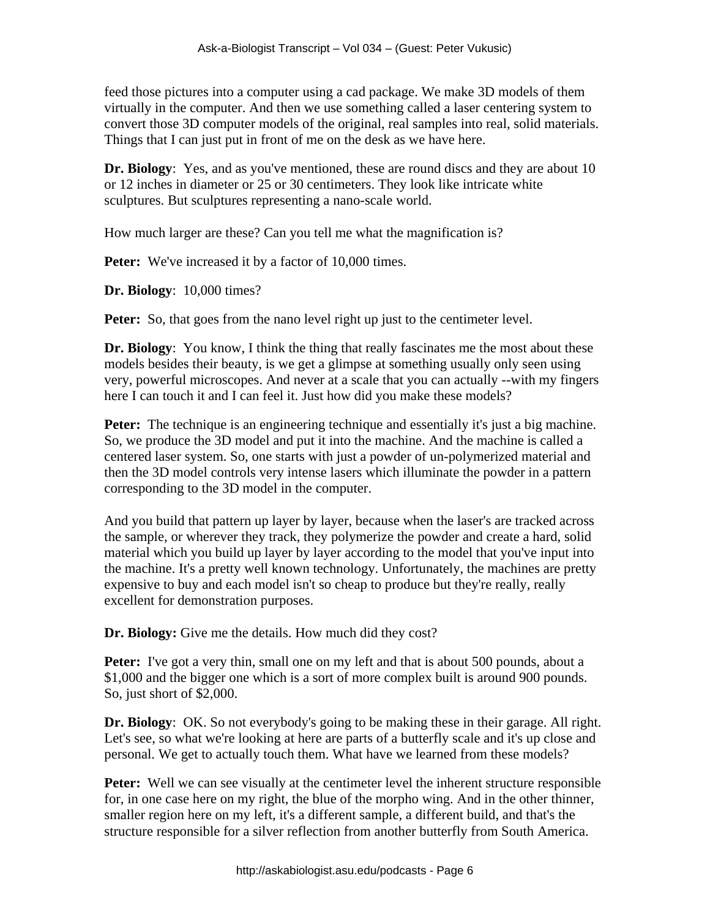feed those pictures into a computer using a cad package. We make 3D models of them virtually in the computer. And then we use something called a laser centering system to convert those 3D computer models of the original, real samples into real, solid materials. Things that I can just put in front of me on the desk as we have here.

**Dr. Biology**: Yes, and as you've mentioned, these are round discs and they are about 10 or 12 inches in diameter or 25 or 30 centimeters. They look like intricate white sculptures. But sculptures representing a nano-scale world.

How much larger are these? Can you tell me what the magnification is?

**Peter:** We've increased it by a factor of 10,000 times.

**Dr. Biology**: 10,000 times?

**Peter:** So, that goes from the nano level right up just to the centimeter level.

**Dr. Biology**: You know, I think the thing that really fascinates me the most about these models besides their beauty, is we get a glimpse at something usually only seen using very, powerful microscopes. And never at a scale that you can actually --with my fingers here I can touch it and I can feel it. Just how did you make these models?

**Peter:** The technique is an engineering technique and essentially it's just a big machine. So, we produce the 3D model and put it into the machine. And the machine is called a centered laser system. So, one starts with just a powder of un-polymerized material and then the 3D model controls very intense lasers which illuminate the powder in a pattern corresponding to the 3D model in the computer.

And you build that pattern up layer by layer, because when the laser's are tracked across the sample, or wherever they track, they polymerize the powder and create a hard, solid material which you build up layer by layer according to the model that you've input into the machine. It's a pretty well known technology. Unfortunately, the machines are pretty expensive to buy and each model isn't so cheap to produce but they're really, really excellent for demonstration purposes.

**Dr. Biology:** Give me the details. How much did they cost?

**Peter:** I've got a very thin, small one on my left and that is about 500 pounds, about a $1,000 and the bigger one which is a sort of more complex built is around 900 pounds. So, just short of $2,000.

**Dr. Biology**: OK. So not everybody's going to be making these in their garage. All right. Let's see, so what we're looking at here are parts of a butterfly scale and it's up close and personal. We get to actually touch them. What have we learned from these models?

**Peter:** Well we can see visually at the centimeter level the inherent structure responsible for, in one case here on my right, the blue of the morpho wing. And in the other thinner, smaller region here on my left, it's a different sample, a different build, and that's the structure responsible for a silver reflection from another butterfly from South America.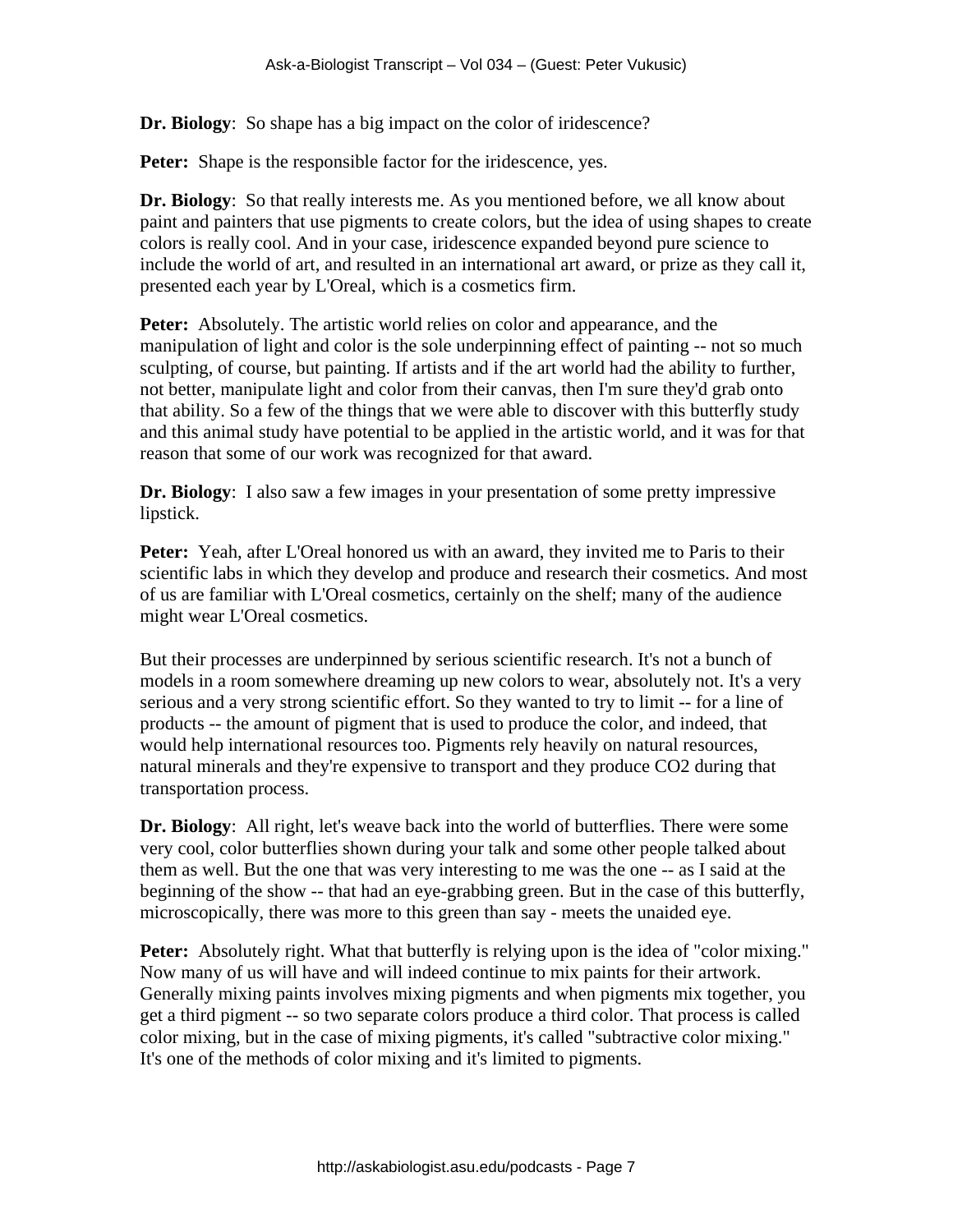**Dr. Biology**: So shape has a big impact on the color of iridescence?

**Peter:** Shape is the responsible factor for the iridescence, yes.

**Dr. Biology**: So that really interests me. As you mentioned before, we all know about paint and painters that use pigments to create colors, but the idea of using shapes to create colors is really cool. And in your case, iridescence expanded beyond pure science to include the world of art, and resulted in an international art award, or prize as they call it, presented each year by L'Oreal, which is a cosmetics firm.

**Peter:** Absolutely. The artistic world relies on color and appearance, and the manipulation of light and color is the sole underpinning effect of painting -- not so much sculpting, of course, but painting. If artists and if the art world had the ability to further, not better, manipulate light and color from their canvas, then I'm sure they'd grab onto that ability. So a few of the things that we were able to discover with this butterfly study and this animal study have potential to be applied in the artistic world, and it was for that reason that some of our work was recognized for that award.

**Dr. Biology**: I also saw a few images in your presentation of some pretty impressive lipstick.

**Peter:** Yeah, after L'Oreal honored us with an award, they invited me to Paris to their scientific labs in which they develop and produce and research their cosmetics. And most of us are familiar with L'Oreal cosmetics, certainly on the shelf; many of the audience might wear L'Oreal cosmetics.

But their processes are underpinned by serious scientific research. It's not a bunch of models in a room somewhere dreaming up new colors to wear, absolutely not. It's a very serious and a very strong scientific effort. So they wanted to try to limit -- for a line of products -- the amount of pigment that is used to produce the color, and indeed, that would help international resources too. Pigments rely heavily on natural resources, natural minerals and they're expensive to transport and they produce $CO_2$ during that transportation process.

**Dr. Biology**: All right, let's weave back into the world of butterflies. There were some very cool, color butterflies shown during your talk and some other people talked about them as well. But the one that was very interesting to me was the one -- as I said at the beginning of the show -- that had an eye-grabbing green. But in the case of this butterfly, microscopically, there was more to this green than say - meets the unaided eye.

**Peter:** Absolutely right. What that butterfly is relying upon is the idea of "color mixing." Now many of us will have and will indeed continue to mix paints for their artwork. Generally mixing paints involves mixing pigments and when pigments mix together, you get a third pigment -- so two separate colors produce a third color. That process is called color mixing, but in the case of mixing pigments, it's called "subtractive color mixing." It's one of the methods of color mixing and it's limited to pigments.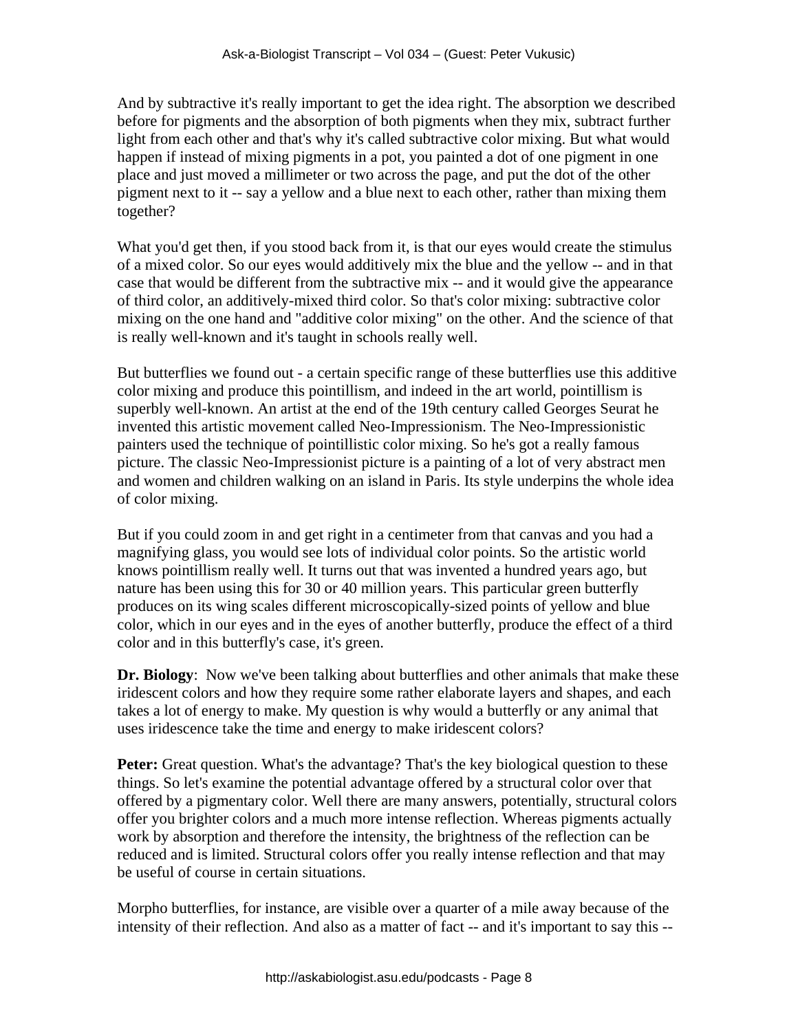And by subtractive it's really important to get the idea right. The absorption we described before for pigments and the absorption of both pigments when they mix, subtract further light from each other and that's why it's called subtractive color mixing. But what would happen if instead of mixing pigments in a pot, you painted a dot of one pigment in one place and just moved a millimeter or two across the page, and put the dot of the other pigment next to it -- say a yellow and a blue next to each other, rather than mixing them together?

What you'd get then, if you stood back from it, is that our eyes would create the stimulus of a mixed color. So our eyes would additively mix the blue and the yellow -- and in that case that would be different from the subtractive mix -- and it would give the appearance of third color, an additively-mixed third color. So that's color mixing: subtractive color mixing on the one hand and "additive color mixing" on the other. And the science of that is really well-known and it's taught in schools really well.

But butterflies we found out - a certain specific range of these butterflies use this additive color mixing and produce this pointillism, and indeed in the art world, pointillism is superbly well-known. An artist at the end of the 19th century called Georges Seurat he invented this artistic movement called Neo-Impressionism. The Neo-Impressionistic painters used the technique of pointillistic color mixing. So he's got a really famous picture. The classic Neo-Impressionist picture is a painting of a lot of very abstract men and women and children walking on an island in Paris. Its style underpins the whole idea of color mixing.

But if you could zoom in and get right in a centimeter from that canvas and you had a magnifying glass, you would see lots of individual color points. So the artistic world knows pointillism really well. It turns out that was invented a hundred years ago, but nature has been using this for 30 or 40 million years. This particular green butterfly produces on its wing scales different microscopically-sized points of yellow and blue color, which in our eyes and in the eyes of another butterfly, produce the effect of a third color and in this butterfly's case, it's green.

**Dr. Biology**: Now we've been talking about butterflies and other animals that make these iridescent colors and how they require some rather elaborate layers and shapes, and each takes a lot of energy to make. My question is why would a butterfly or any animal that uses iridescence take the time and energy to make iridescent colors?

**Peter:** Great question. What's the advantage? That's the key biological question to these things. So let's examine the potential advantage offered by a structural color over that offered by a pigmentary color. Well there are many answers, potentially, structural colors offer you brighter colors and a much more intense reflection. Whereas pigments actually work by absorption and therefore the intensity, the brightness of the reflection can be reduced and is limited. Structural colors offer you really intense reflection and that may be useful of course in certain situations.

Morpho butterflies, for instance, are visible over a quarter of a mile away because of the intensity of their reflection. And also as a matter of fact -- and it's important to say this --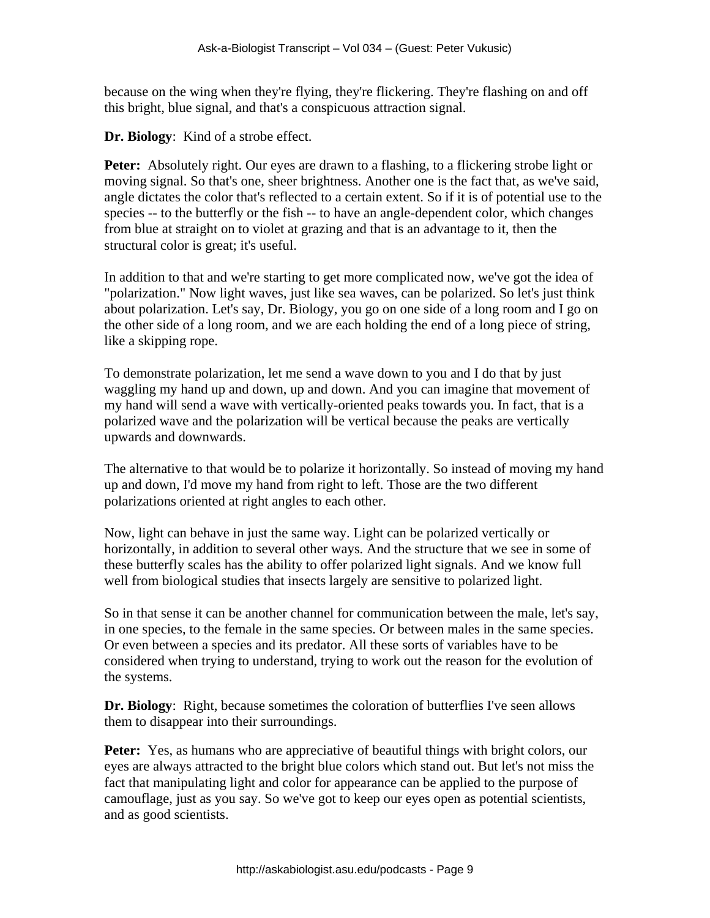because on the wing when they're flying, they're flickering. They're flashing on and off this bright, blue signal, and that's a conspicuous attraction signal.

**Dr. Biology**: Kind of a strobe effect.

**Peter:** Absolutely right. Our eyes are drawn to a flashing, to a flickering strobe light or moving signal. So that's one, sheer brightness. Another one is the fact that, as we've said, angle dictates the color that's reflected to a certain extent. So if it is of potential use to the species -- to the butterfly or the fish -- to have an angle-dependent color, which changes from blue at straight on to violet at grazing and that is an advantage to it, then the structural color is great; it's useful.

In addition to that and we're starting to get more complicated now, we've got the idea of "polarization." Now light waves, just like sea waves, can be polarized. So let's just think about polarization. Let's say, Dr. Biology, you go on one side of a long room and I go on the other side of a long room, and we are each holding the end of a long piece of string, like a skipping rope.

To demonstrate polarization, let me send a wave down to you and I do that by just waggling my hand up and down, up and down. And you can imagine that movement of my hand will send a wave with vertically-oriented peaks towards you. In fact, that is a polarized wave and the polarization will be vertical because the peaks are vertically upwards and downwards.

The alternative to that would be to polarize it horizontally. So instead of moving my hand up and down, I'd move my hand from right to left. Those are the two different polarizations oriented at right angles to each other.

Now, light can behave in just the same way. Light can be polarized vertically or horizontally, in addition to several other ways. And the structure that we see in some of these butterfly scales has the ability to offer polarized light signals. And we know full well from biological studies that insects largely are sensitive to polarized light.

So in that sense it can be another channel for communication between the male, let's say, in one species, to the female in the same species. Or between males in the same species. Or even between a species and its predator. All these sorts of variables have to be considered when trying to understand, trying to work out the reason for the evolution of the systems.

**Dr. Biology**: Right, because sometimes the coloration of butterflies I've seen allows them to disappear into their surroundings.

**Peter:** Yes, as humans who are appreciative of beautiful things with bright colors, our eyes are always attracted to the bright blue colors which stand out. But let's not miss the fact that manipulating light and color for appearance can be applied to the purpose of camouflage, just as you say. So we've got to keep our eyes open as potential scientists, and as good scientists.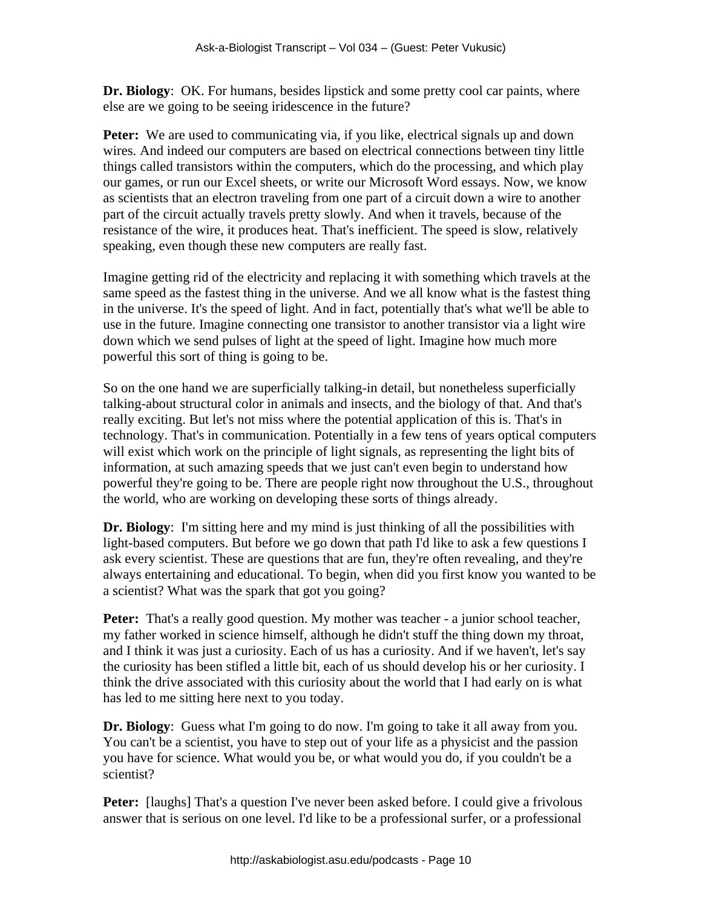**Dr. Biology**: OK. For humans, besides lipstick and some pretty cool car paints, where else are we going to be seeing iridescence in the future?

**Peter:** We are used to communicating via, if you like, electrical signals up and down wires. And indeed our computers are based on electrical connections between tiny little things called transistors within the computers, which do the processing, and which play our games, or run our Excel sheets, or write our Microsoft Word essays. Now, we know as scientists that an electron traveling from one part of a circuit down a wire to another part of the circuit actually travels pretty slowly. And when it travels, because of the resistance of the wire, it produces heat. That's inefficient. The speed is slow, relatively speaking, even though these new computers are really fast.

Imagine getting rid of the electricity and replacing it with something which travels at the same speed as the fastest thing in the universe. And we all know what is the fastest thing in the universe. It's the speed of light. And in fact, potentially that's what we'll be able to use in the future. Imagine connecting one transistor to another transistor via a light wire down which we send pulses of light at the speed of light. Imagine how much more powerful this sort of thing is going to be.

So on the one hand we are superficially talking-in detail, but nonetheless superficially talking-about structural color in animals and insects, and the biology of that. And that's really exciting. But let's not miss where the potential application of this is. That's in technology. That's in communication. Potentially in a few tens of years optical computers will exist which work on the principle of light signals, as representing the light bits of information, at such amazing speeds that we just can't even begin to understand how powerful they're going to be. There are people right now throughout the U.S., throughout the world, who are working on developing these sorts of things already.

**Dr. Biology**: I'm sitting here and my mind is just thinking of all the possibilities with light-based computers. But before we go down that path I'd like to ask a few questions I ask every scientist. These are questions that are fun, they're often revealing, and they're always entertaining and educational. To begin, when did you first know you wanted to be a scientist? What was the spark that got you going?

**Peter:** That's a really good question. My mother was teacher - a junior school teacher, my father worked in science himself, although he didn't stuff the thing down my throat, and I think it was just a curiosity. Each of us has a curiosity. And if we haven't, let's say the curiosity has been stifled a little bit, each of us should develop his or her curiosity. I think the drive associated with this curiosity about the world that I had early on is what has led to me sitting here next to you today.

**Dr. Biology**: Guess what I'm going to do now. I'm going to take it all away from you. You can't be a scientist, you have to step out of your life as a physicist and the passion you have for science. What would you be, or what would you do, if you couldn't be a scientist?

**Peter:** [laughs] That's a question I've never been asked before. I could give a frivolous answer that is serious on one level. I'd like to be a professional surfer, or a professional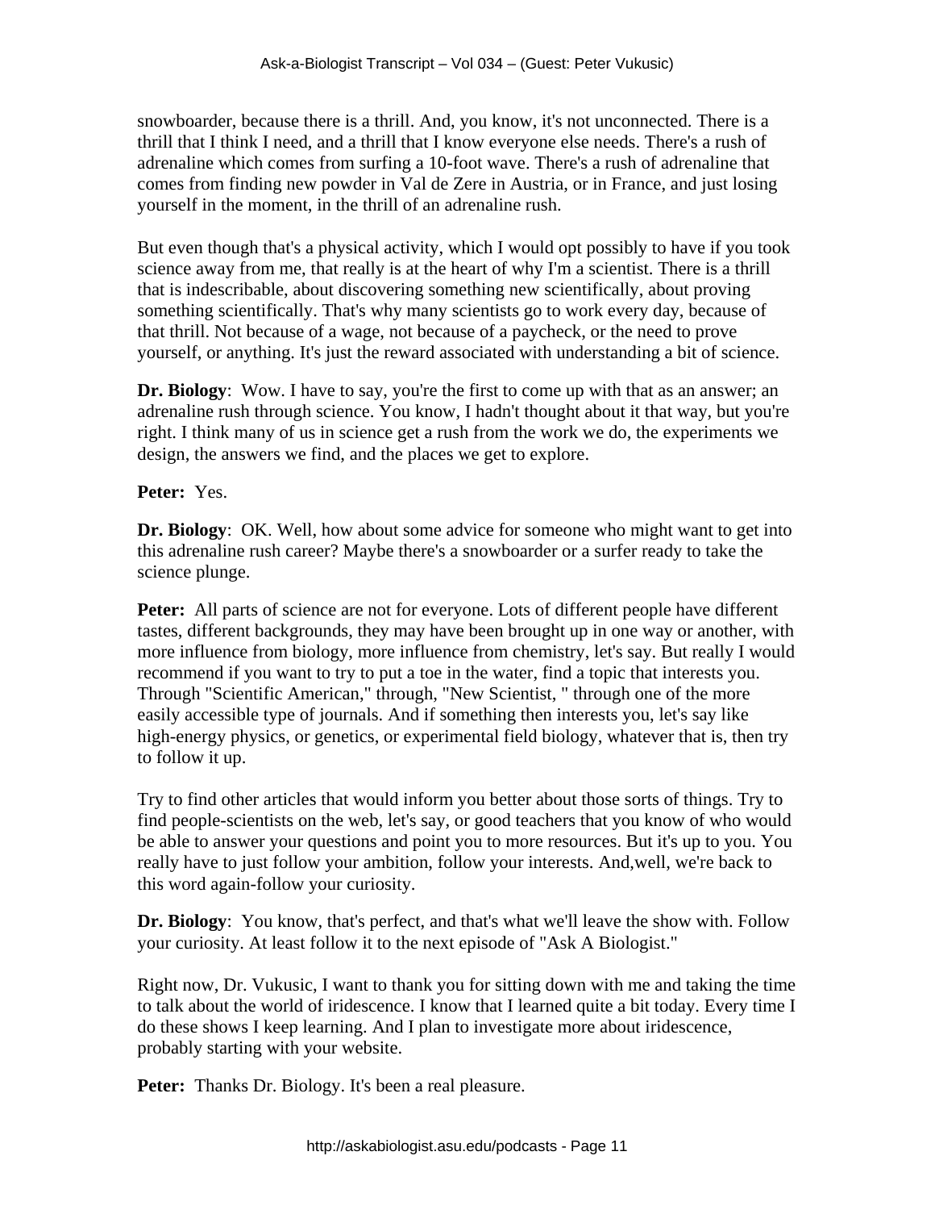snowboarder, because there is a thrill. And, you know, it's not unconnected. There is a thrill that I think I need, and a thrill that I know everyone else needs. There's a rush of adrenaline which comes from surfing a 10-foot wave. There's a rush of adrenaline that comes from finding new powder in Val de Zere in Austria, or in France, and just losing yourself in the moment, in the thrill of an adrenaline rush.

But even though that's a physical activity, which I would opt possibly to have if you took science away from me, that really is at the heart of why I'm a scientist. There is a thrill that is indescribable, about discovering something new scientifically, about proving something scientifically. That's why many scientists go to work every day, because of that thrill. Not because of a wage, not because of a paycheck, or the need to prove yourself, or anything. It's just the reward associated with understanding a bit of science.

**Dr. Biology**: Wow. I have to say, you're the first to come up with that as an answer; an adrenaline rush through science. You know, I hadn't thought about it that way, but you're right. I think many of us in science get a rush from the work we do, the experiments we design, the answers we find, and the places we get to explore.

**Peter:** Yes.

**Dr. Biology**: OK. Well, how about some advice for someone who might want to get into this adrenaline rush career? Maybe there's a snowboarder or a surfer ready to take the science plunge.

**Peter:** All parts of science are not for everyone. Lots of different people have different tastes, different backgrounds, they may have been brought up in one way or another, with more influence from biology, more influence from chemistry, let's say. But really I would recommend if you want to try to put a toe in the water, find a topic that interests you. Through "Scientific American," through, "New Scientist, " through one of the more easily accessible type of journals. And if something then interests you, let's say like high-energy physics, or genetics, or experimental field biology, whatever that is, then try to follow it up.

Try to find other articles that would inform you better about those sorts of things. Try to find people-scientists on the web, let's say, or good teachers that you know of who would be able to answer your questions and point you to more resources. But it's up to you. You really have to just follow your ambition, follow your interests. And,well, we're back to this word again-follow your curiosity.

**Dr. Biology**: You know, that's perfect, and that's what we'll leave the show with. Follow your curiosity. At least follow it to the next episode of "Ask A Biologist."

Right now, Dr. Vukusic, I want to thank you for sitting down with me and taking the time to talk about the world of iridescence. I know that I learned quite a bit today. Every time I do these shows I keep learning. And I plan to investigate more about iridescence, probably starting with your website.

**Peter:** Thanks Dr. Biology. It's been a real pleasure.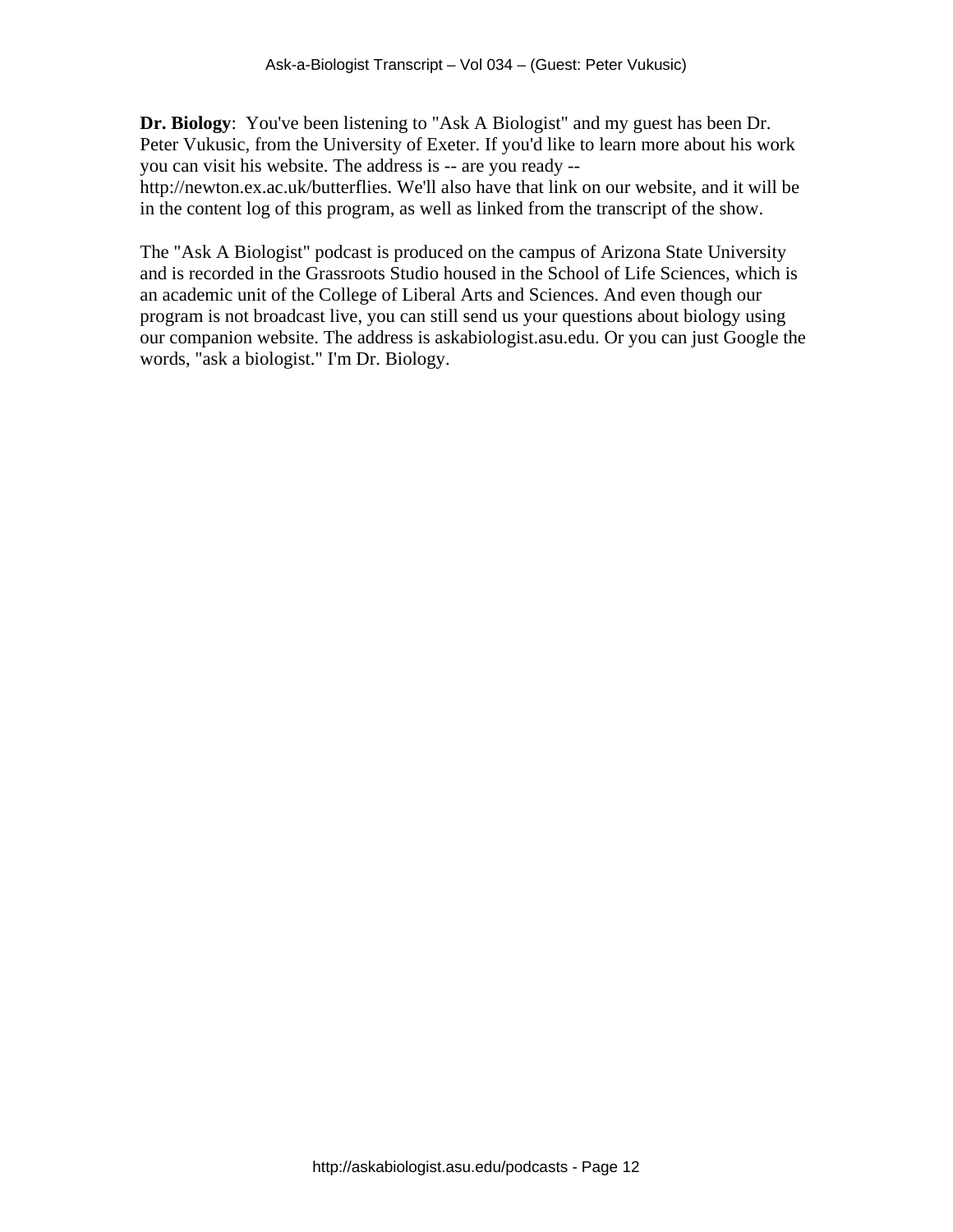**Dr. Biology**: You've been listening to "Ask A Biologist" and my guest has been Dr. Peter Vukusic, from the University of Exeter. If you'd like to learn more about his work you can visit his website. The address is -- are you ready -- http://newton.ex.ac.uk/butterflies. We'll also have that link on our website, and it will be in the content log of this program, as well as linked from the transcript of the show.

The "Ask A Biologist" podcast is produced on the campus of Arizona State University and is recorded in the Grassroots Studio housed in the School of Life Sciences, which is an academic unit of the College of Liberal Arts and Sciences. And even though our program is not broadcast live, you can still send us your questions about biology using our companion website. The address is askabiologist.asu.edu. Or you can just Google the words, "ask a biologist." I'm Dr. Biology.